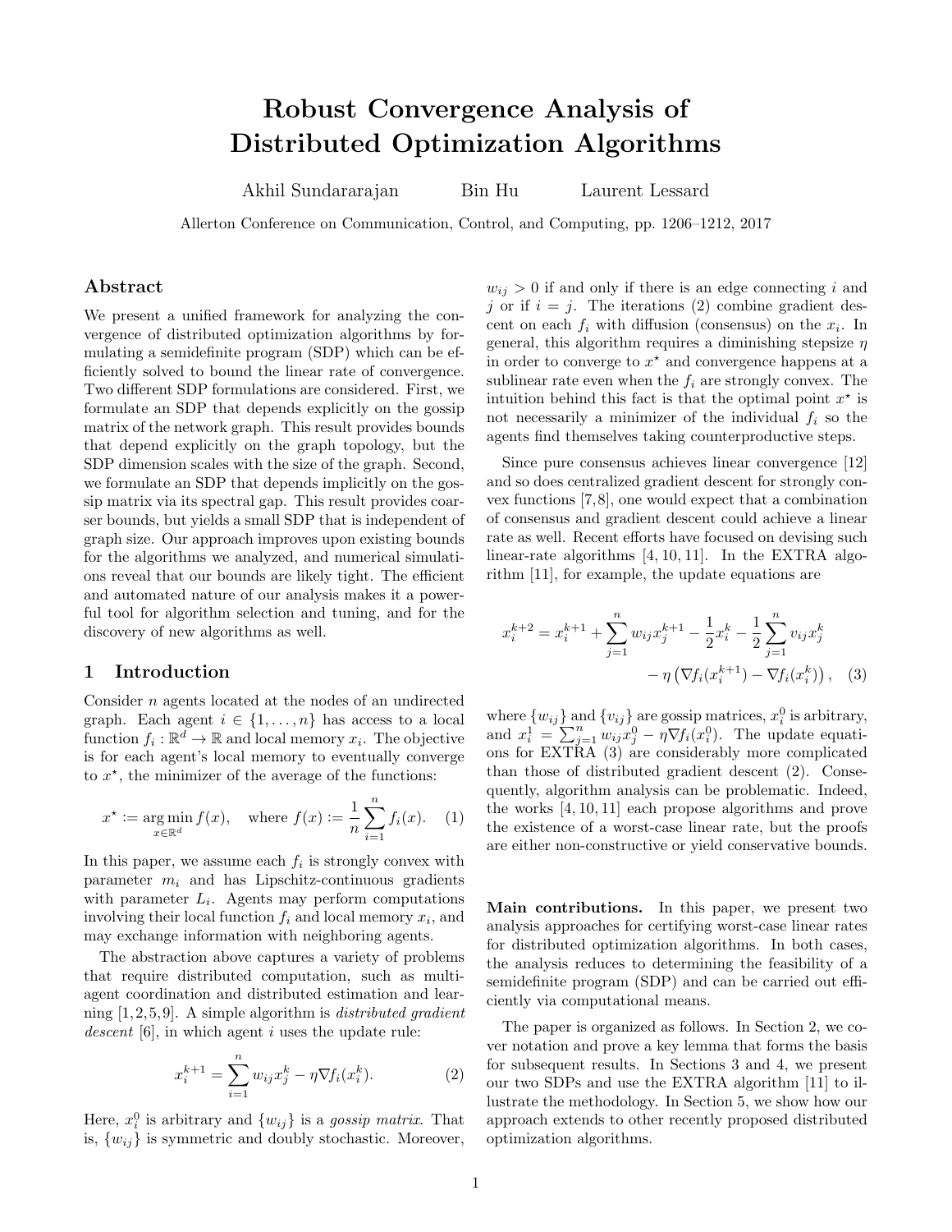# Robust Convergence Analysis of Distributed Optimization Algorithms

Akhil Sundararajan  Bin Hu  Laurent Lessard

Allerton Conference on Communication, Control, and Computing, pp. 1206–1212, 2017

## Abstract

We present a unified framework for analyzing the convergence of distributed optimization algorithms by formulating a semidefinite program (SDP) which can be efficiently solved to bound the linear rate of convergence. Two different SDP formulations are considered. First, we formulate an SDP that depends explicitly on the gossip matrix of the network graph. This result provides bounds that depend explicitly on the graph topology, but the SDP dimension scales with the size of the graph. Second, we formulate an SDP that depends implicitly on the gossip matrix via its spectral gap. This result provides coarser bounds, but yields a small SDP that is independent of graph size. Our approach improves upon existing bounds for the algorithms we analyzed, and numerical simulations reveal that our bounds are likely tight. The efficient and automated nature of our analysis makes it a powerful tool for algorithm selection and tuning, and for the discovery of new algorithms as well.

## 1 Introduction

Consider $n$ agents located at the nodes of an undirected graph. Each agent $i \in \{1, \dots, n\}$ has access to a local function $f_i : \mathbb{R}^d \to \mathbb{R}$ and local memory $x_i$. The objective is for each agent's local memory to eventually converge to $x^\star$, the minimizer of the average of the functions:

$$x^\star := \underset{x \in \mathbb{R}^d}{\arg\min}\, f(x), \quad \text{where } f(x) := \frac{1}{n}\sum_{i=1}^{n} f_i(x). \tag{1}$$

In this paper, we assume each $f_i$ is strongly convex with parameter $m_i$ and has Lipschitz-continuous gradients with parameter $L_i$. Agents may perform computations involving their local function $f_i$ and local memory $x_i$, and may exchange information with neighboring agents.

The abstraction above captures a variety of problems that require distributed computation, such as multi-agent coordination and distributed estimation and learning [1,2,5,9]. A simple algorithm is *distributed gradient descent* [6], in which agent $i$ uses the update rule:

$$x_i^{k+1} = \sum_{i=1}^{n} w_{ij} x_j^k - \eta \nabla f_i(x_i^k). \tag{2}$$

Here, $x_i^0$ is arbitrary and $\{w_{ij}\}$ is a *gossip matrix*. That is, $\{w_{ij}\}$ is symmetric and doubly stochastic. Moreover, $w_{ij} > 0$ if and only if there is an edge connecting $i$ and $j$ or if $i = j$. The iterations (2) combine gradient descent on each $f_i$ with diffusion (consensus) on the $x_i$. In general, this algorithm requires a diminishing stepsize $\eta$ in order to converge to $x^\star$ and convergence happens at a sublinear rate even when the $f_i$ are strongly convex. The intuition behind this fact is that the optimal point $x^\star$ is not necessarily a minimizer of the individual $f_i$ so the agents find themselves taking counterproductive steps.

Since pure consensus achieves linear convergence [12] and so does centralized gradient descent for strongly convex functions [7,8], one would expect that a combination of consensus and gradient descent could achieve a linear rate as well. Recent efforts have focused on devising such linear-rate algorithms [4,10,11]. In the EXTRA algorithm [11], for example, the update equations are

$$x_i^{k+2} = x_i^{k+1} + \sum_{j=1}^{n} w_{ij} x_j^{k+1} - \frac{1}{2} x_i^k - \frac{1}{2}\sum_{j=1}^{n} v_{ij} x_j^k - \eta\left(\nabla f_i(x_i^{k+1}) - \nabla f_i(x_i^k)\right), \tag{3}$$

where $\{w_{ij}\}$ and $\{v_{ij}\}$ are gossip matrices, $x_i^0$ is arbitrary, and $x_i^1 = \sum_{j=1}^{n} w_{ij} x_j^0 - \eta \nabla f_i(x_i^0)$. The update equations for EXTRA (3) are considerably more complicated than those of distributed gradient descent (2). Consequently, algorithm analysis can be problematic. Indeed, the works [4,10,11] each propose algorithms and prove the existence of a worst-case linear rate, but the proofs are either non-constructive or yield conservative bounds.

**Main contributions.** In this paper, we present two analysis approaches for certifying worst-case linear rates for distributed optimization algorithms. In both cases, the analysis reduces to determining the feasibility of a semidefinite program (SDP) and can be carried out efficiently via computational means.

The paper is organized as follows. In Section 2, we cover notation and prove a key lemma that forms the basis for subsequent results. In Sections 3 and 4, we present our two SDPs and use the EXTRA algorithm [11] to illustrate the methodology. In Section 5, we show how our approach extends to other recently proposed distributed optimization algorithms.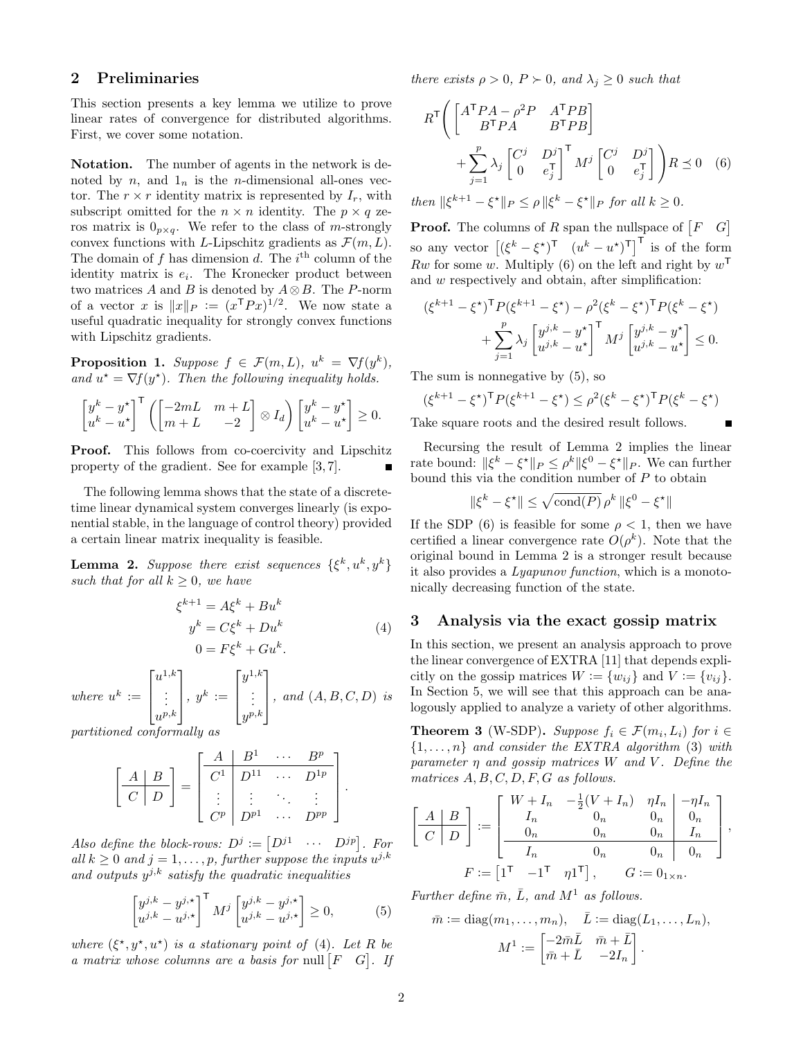## 2 Preliminaries

This section presents a key lemma we utilize to prove linear rates of convergence for distributed algorithms. First, we cover some notation.

**Notation.** The number of agents in the network is denoted by $n$, and $1_n$ is the $n$-dimensional all-ones vector. The $r \times r$ identity matrix is represented by $I_r$, with subscript omitted for the $n \times n$ identity. The $p \times q$ zeros matrix is $0_{p\times q}$. We refer to the class of $m$-strongly convex functions with $L$-Lipschitz gradients as $\mathcal{F}(m, L)$. The domain of $f$ has dimension $d$. The $i^{\text{th}}$ column of the identity matrix is $e_i$. The Kronecker product between two matrices $A$ and $B$ is denoted by $A \otimes B$. The $P$-norm of a vector $x$ is $\|x\|_P := (x^\mathsf{T} P x)^{1/2}$. We now state a useful quadratic inequality for strongly convex functions with Lipschitz gradients.

**Proposition 1.** *Suppose $f \in \mathcal{F}(m, L)$, $u^k = \nabla f(y^k)$, and $u^\star = \nabla f(y^\star)$. Then the following inequality holds.*

$$\begin{bmatrix} y^k - y^\star \\ u^k - u^\star \end{bmatrix}^\mathsf{T} \left( \begin{bmatrix} -2mL & m+L \\ m+L & -2 \end{bmatrix} \otimes I_d \right) \begin{bmatrix} y^k - y^\star \\ u^k - u^\star \end{bmatrix} \geq 0.$$

**Proof.** This follows from co-coercivity and Lipschitz property of the gradient. See for example [3, 7]. ∎

The following lemma shows that the state of a discrete-time linear dynamical system converges linearly (is exponential stable, in the language of control theory) provided a certain linear matrix inequality is feasible.

**Lemma 2.** *Suppose there exist sequences $\{\xi^k, u^k, y^k\}$ such that for all $k \geq 0$, we have*

$$\begin{aligned} \xi^{k+1} &= A\xi^k + Bu^k \\ y^k &= C\xi^k + Du^k \\ 0 &= F\xi^k + Gu^k. \end{aligned} \tag{4}$$

*where $u^k := \begin{bmatrix} u^{1,k} \\ \vdots \\ u^{p,k} \end{bmatrix}$, $y^k := \begin{bmatrix} y^{1,k} \\ \vdots \\ y^{p,k} \end{bmatrix}$, and $(A, B, C, D)$ is partitioned conformally as*

$$\left[\begin{array}{c|c} A & B \\ \hline C & D \end{array}\right] = \left[\begin{array}{c|ccc} A & B^1 & \cdots & B^p \\ \hline C^1 & D^{11} & \cdots & D^{1p} \\ \vdots & \vdots & \ddots & \vdots \\ C^p & D^{p1} & \cdots & D^{pp} \end{array}\right].$$

*Also define the block-rows: $D^j := \begin{bmatrix} D^{j1} & \cdots & D^{jp} \end{bmatrix}$. For all $k \geq 0$ and $j = 1, \ldots, p$, further suppose the inputs $u^{j,k}$ and outputs $y^{j,k}$ satisfy the quadratic inequalities*

$$\begin{bmatrix} y^{j,k} - y^{j,\star} \\ u^{j,k} - u^{j,\star} \end{bmatrix}^\mathsf{T} M^j \begin{bmatrix} y^{j,k} - y^{j,\star} \\ u^{j,k} - u^{j,\star} \end{bmatrix} \geq 0, \tag{5}$$

*where $(\xi^\star, y^\star, u^\star)$ is a stationary point of (4). Let $R$ be a matrix whose columns are a basis for* $\operatorname{null}\begin{bmatrix} F & G \end{bmatrix}$. *If there exists $\rho > 0$, $P \succ 0$, and $\lambda_j \geq 0$ such that*

$$R^\mathsf{T} \left( \begin{bmatrix} A^\mathsf{T} P A - \rho^2 P & A^\mathsf{T} P B \\ B^\mathsf{T} P A & B^\mathsf{T} P B \end{bmatrix} + \sum_{j=1}^{p} \lambda_j \begin{bmatrix} C^j & D^j \\ 0 & e_j^\mathsf{T} \end{bmatrix}^\mathsf{T} M^j \begin{bmatrix} C^j & D^j \\ 0 & e_j^\mathsf{T} \end{bmatrix} \right) R \preceq 0 \tag{6}$$

*then $\|\xi^{k+1} - \xi^\star\|_P \leq \rho \|\xi^k - \xi^\star\|_P$ for all $k \geq 0$.*

**Proof.** The columns of $R$ span the nullspace of $\begin{bmatrix} F & G \end{bmatrix}$ so any vector $\begin{bmatrix} (\xi^k - \xi^\star)^\mathsf{T} & (u^k - u^\star)^\mathsf{T} \end{bmatrix}^\mathsf{T}$ is of the form $Rw$ for some $w$. Multiply (6) on the left and right by $w^\mathsf{T}$ and $w$ respectively and obtain, after simplification:

$$(\xi^{k+1} - \xi^\star)^\mathsf{T} P (\xi^{k+1} - \xi^\star) - \rho^2 (\xi^k - \xi^\star)^\mathsf{T} P (\xi^k - \xi^\star) + \sum_{j=1}^{p} \lambda_j \begin{bmatrix} y^{j,k} - y^\star \\ u^{j,k} - u^\star \end{bmatrix}^\mathsf{T} M^j \begin{bmatrix} y^{j,k} - y^\star \\ u^{j,k} - u^\star \end{bmatrix} \leq 0.$$

The sum is nonnegative by (5), so

$$(\xi^{k+1} - \xi^\star)^\mathsf{T} P (\xi^{k+1} - \xi^\star) \leq \rho^2 (\xi^k - \xi^\star)^\mathsf{T} P (\xi^k - \xi^\star)$$

Take square roots and the desired result follows. ∎

Recursing the result of Lemma 2 implies the linear rate bound: $\|\xi^k - \xi^\star\|_P \leq \rho^k \|\xi^0 - \xi^\star\|_P$. We can further bound this via the condition number of $P$ to obtain

$$\|\xi^k - \xi^\star\| \leq \sqrt{\operatorname{cond}(P)}\, \rho^k \, \|\xi^0 - \xi^\star\|$$

If the SDP (6) is feasible for some $\rho < 1$, then we have certified a linear convergence rate $O(\rho^k)$. Note that the original bound in Lemma 2 is a stronger result because it also provides a *Lyapunov function*, which is a monotonically decreasing function of the state.

## 3 Analysis via the exact gossip matrix

In this section, we present an analysis approach to prove the linear convergence of EXTRA [11] that depends explicitly on the gossip matrices $W := \{w_{ij}\}$ and $V := \{v_{ij}\}$. In Section 5, we will see that this approach can be analogously applied to analyze a variety of other algorithms.

**Theorem 3** (W-SDP)**.** *Suppose $f_i \in \mathcal{F}(m_i, L_i)$ for $i \in \{1, \ldots, n\}$ and consider the EXTRA algorithm (3) with parameter $\eta$ and gossip matrices $W$ and $V$. Define the matrices $A, B, C, D, F, G$ as follows.*

$$\left[\begin{array}{c|c} A & B \\ \hline C & D \end{array}\right] := \left[\begin{array}{ccc|c} W + I_n & -\frac{1}{2}(V + I_n) & \eta I_n & -\eta I_n \\ I_n & 0_n & 0_n & 0_n \\ 0_n & 0_n & 0_n & I_n \\ \hline I_n & 0_n & 0_n & 0_n \end{array}\right],$$

$$F := \begin{bmatrix} 1^\mathsf{T} & -1^\mathsf{T} & \eta 1^\mathsf{T} \end{bmatrix}, \qquad G := 0_{1\times n}.$$

*Further define $\bar{m}$, $\bar{L}$, and $M^1$ as follows.*

$$\bar{m} := \operatorname{diag}(m_1, \ldots, m_n), \quad \bar{L} := \operatorname{diag}(L_1, \ldots, L_n),$$

$$M^1 := \begin{bmatrix} -2\bar{m}\bar{L} & \bar{m} + \bar{L} \\ \bar{m} + \bar{L} & -2I_n \end{bmatrix}.$$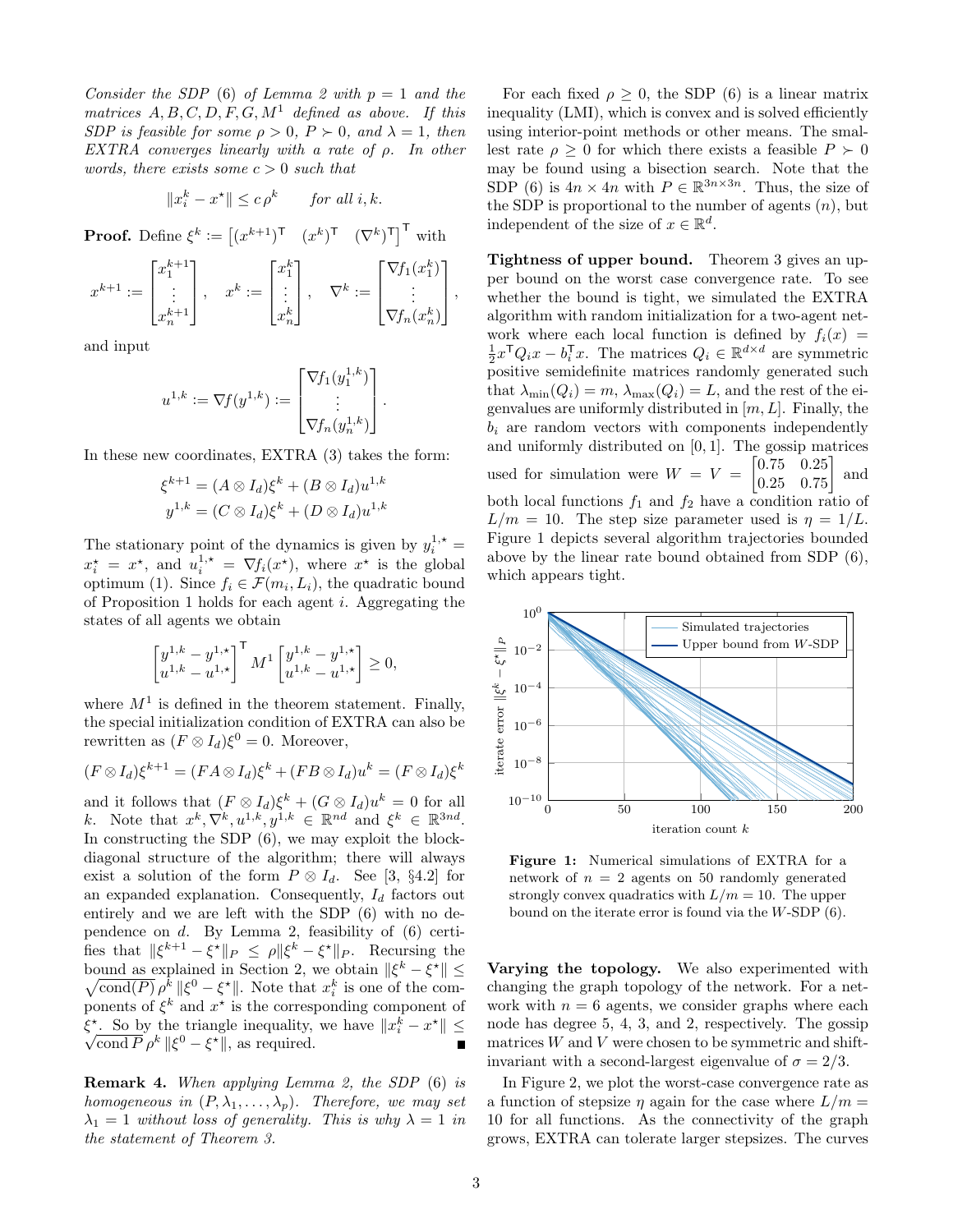*Consider the SDP (6) of Lemma 2 with $p = 1$ and the matrices $A, B, C, D, F, G, M^1$ defined as above. If this SDP is feasible for some $\rho > 0$, $P \succ 0$, and $\lambda = 1$, then EXTRA converges linearly with a rate of $\rho$. In other words, there exists some $c > 0$ such that*

$$\|x_i^k - x^\star\| \le c\,\rho^k \qquad \text{for all } i, k.$$

**Proof.** Define $\xi^k := \begin{bmatrix}(x^{k+1})^\mathsf{T} & (x^k)^\mathsf{T} & (\nabla^k)^\mathsf{T}\end{bmatrix}^\mathsf{T}$ with

$$x^{k+1} := \begin{bmatrix} x_1^{k+1} \\ \vdots \\ x_n^{k+1}\end{bmatrix}, \quad x^k := \begin{bmatrix} x_1^{k} \\ \vdots \\ x_n^{k}\end{bmatrix}, \quad \nabla^k := \begin{bmatrix} \nabla f_1(x_1^k) \\ \vdots \\ \nabla f_n(x_n^k)\end{bmatrix},$$

and input

$$u^{1,k} := \nabla f(y^{1,k}) := \begin{bmatrix} \nabla f_1(y_1^{1,k}) \\ \vdots \\ \nabla f_n(y_n^{1,k})\end{bmatrix}.$$

In these new coordinates, EXTRA (3) takes the form:

$$\xi^{k+1} = (A \otimes I_d)\xi^k + (B \otimes I_d)u^{1,k}$$
$$y^{1,k} = (C \otimes I_d)\xi^k + (D \otimes I_d)u^{1,k}$$

The stationary point of the dynamics is given by $y_i^{1,\star} = x_i^\star = x^\star$, and $u_i^{1,\star} = \nabla f_i(x^\star)$, where $x^\star$ is the global optimum (1). Since $f_i \in \mathcal{F}(m_i, L_i)$, the quadratic bound of Proposition 1 holds for each agent $i$. Aggregating the states of all agents we obtain

$$\begin{bmatrix} y^{1,k} - y^{1,\star} \\ u^{1,k} - u^{1,\star}\end{bmatrix}^\mathsf{T} M^1 \begin{bmatrix} y^{1,k} - y^{1,\star} \\ u^{1,k} - u^{1,\star}\end{bmatrix} \ge 0,$$

where $M^1$ is defined in the theorem statement. Finally, the special initialization condition of EXTRA can also be rewritten as $(F \otimes I_d)\xi^0 = 0$. Moreover,

$$(F \otimes I_d)\xi^{k+1} = (FA \otimes I_d)\xi^k + (FB \otimes I_d)u^k = (F \otimes I_d)\xi^k$$

and it follows that $(F \otimes I_d)\xi^k + (G \otimes I_d)u^k = 0$ for all $k$. Note that $x^k, \nabla^k, u^{1,k}, y^{1,k} \in \mathbb{R}^{nd}$ and $\xi^k \in \mathbb{R}^{3nd}$. In constructing the SDP (6), we may exploit the block-diagonal structure of the algorithm; there will always exist a solution of the form $P \otimes I_d$. See [3, §4.2] for an expanded explanation. Consequently, $I_d$ factors out entirely and we are left with the SDP (6) with no dependence on $d$. By Lemma 2, feasibility of (6) certifies that $\|\xi^{k+1} - \xi^\star\|_P \le \rho\|\xi^k - \xi^\star\|_P$. Recursing the bound as explained in Section 2, we obtain $\|\xi^k - \xi^\star\| \le \sqrt{\mathrm{cond}(P)}\,\rho^k\,\|\xi^0 - \xi^\star\|$. Note that $x_i^k$ is one of the components of $\xi^k$ and $x^\star$ is the corresponding component of $\xi^\star$. So by the triangle inequality, we have $\|x_i^k - x^\star\| \le \sqrt{\mathrm{cond}\,P}\,\rho^k\,\|\xi^0 - \xi^\star\|$, as required. ∎

**Remark 4.** *When applying Lemma 2, the SDP (6) is homogeneous in $(P, \lambda_1, \dots, \lambda_p)$. Therefore, we may set $\lambda_1 = 1$ without loss of generality. This is why $\lambda = 1$ in the statement of Theorem 3.*

For each fixed $\rho \ge 0$, the SDP (6) is a linear matrix inequality (LMI), which is convex and is solved efficiently using interior-point methods or other means. The smallest rate $\rho \ge 0$ for which there exists a feasible $P \succ 0$ may be found using a bisection search. Note that the SDP (6) is $4n \times 4n$ with $P \in \mathbb{R}^{3n \times 3n}$. Thus, the size of the SDP is proportional to the number of agents ($n$), but independent of the size of $x \in \mathbb{R}^d$.

**Tightness of upper bound.** Theorem 3 gives an upper bound on the worst case convergence rate. To see whether the bound is tight, we simulated the EXTRA algorithm with random initialization for a two-agent network where each local function is defined by $f_i(x) = \frac{1}{2}x^\mathsf{T} Q_i x - b_i^\mathsf{T} x$. The matrices $Q_i \in \mathbb{R}^{d \times d}$ are symmetric positive semidefinite matrices randomly generated such that $\lambda_{\min}(Q_i) = m$, $\lambda_{\max}(Q_i) = L$, and the rest of the eigenvalues are uniformly distributed in $[m, L]$. Finally, the $b_i$ are random vectors with components independently and uniformly distributed on $[0, 1]$. The gossip matrices used for simulation were $W = V = \begin{bmatrix} 0.75 & 0.25 \\ 0.25 & 0.75\end{bmatrix}$ and both local functions $f_1$ and $f_2$ have a condition ratio of $L/m = 10$. The step size parameter used is $\eta = 1/L$. Figure 1 depicts several algorithm trajectories bounded above by the linear rate bound obtained from SDP (6), which appears tight.

**Figure 1:** Numerical simulations of EXTRA for a network of $n = 2$ agents on 50 randomly generated strongly convex quadratics with $L/m = 10$. The upper bound on the iterate error is found via the $W$-SDP (6).

**Varying the topology.** We also experimented with changing the graph topology of the network. For a network with $n = 6$ agents, we consider graphs where each node has degree 5, 4, 3, and 2, respectively. The gossip matrices $W$ and $V$ were chosen to be symmetric and shift-invariant with a second-largest eigenvalue of $\sigma = 2/3$.

In Figure 2, we plot the worst-case convergence rate as a function of stepsize $\eta$ again for the case where $L/m = 10$ for all functions. As the connectivity of the graph grows, EXTRA can tolerate larger stepsizes. The curves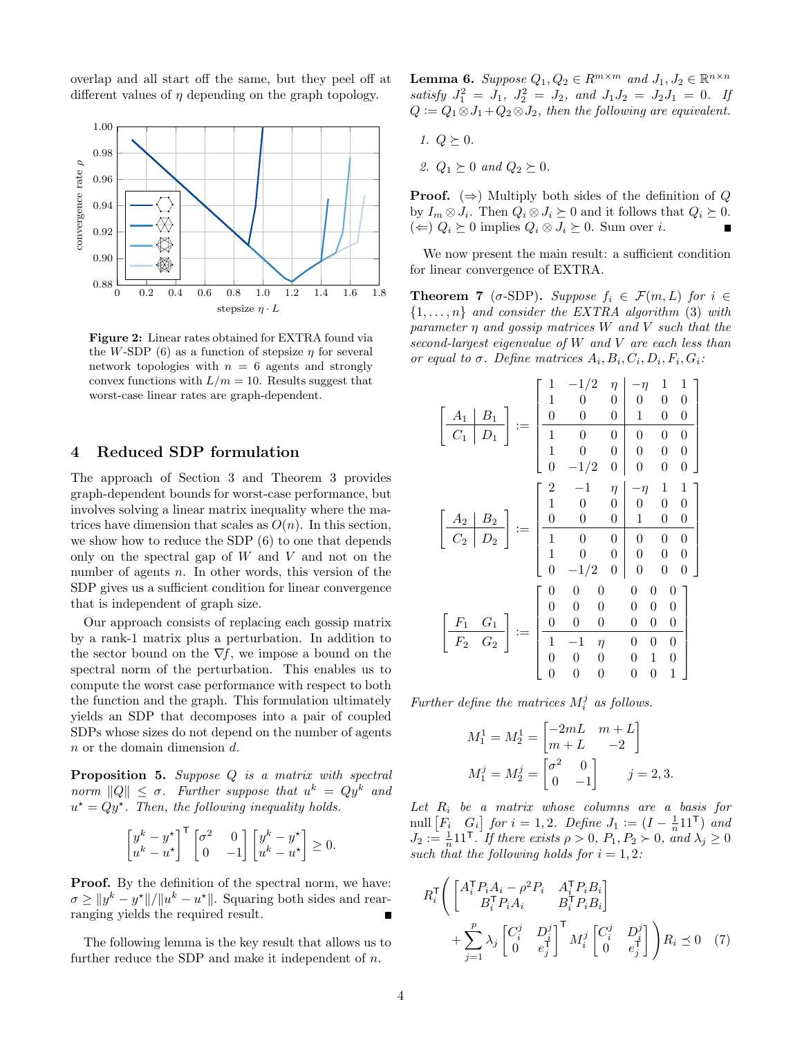overlap and all start off the same, but they peel off at different values of $\eta$ depending on the graph topology.

**Figure 2:** Linear rates obtained for EXTRA found via the $W$-SDP (6) as a function of stepsize $\eta$ for several network topologies with $n = 6$ agents and strongly convex functions with $L/m = 10$. Results suggest that worst-case linear rates are graph-dependent.

## 4 Reduced SDP formulation

The approach of Section 3 and Theorem 3 provides graph-dependent bounds for worst-case performance, but involves solving a linear matrix inequality where the matrices have dimension that scales as $O(n)$. In this section, we show how to reduce the SDP (6) to one that depends only on the spectral gap of $W$ and $V$ and not on the number of agents $n$. In other words, this version of the SDP gives us a sufficient condition for linear convergence that is independent of graph size.

Our approach consists of replacing each gossip matrix by a rank-1 matrix plus a perturbation. In addition to the sector bound on the $\nabla f$, we impose a bound on the spectral norm of the perturbation. This enables us to compute the worst case performance with respect to both the function and the graph. This formulation ultimately yields an SDP that decomposes into a pair of coupled SDPs whose sizes do not depend on the number of agents $n$ or the domain dimension $d$.

**Proposition 5.** *Suppose $Q$ is a matrix with spectral norm $\|Q\| \le \sigma$. Further suppose that $u^k = Qy^k$ and $u^\star = Qy^\star$. Then, the following inequality holds.*

$$\begin{bmatrix} y^k - y^\star \\ u^k - u^\star \end{bmatrix}^\mathsf{T} \begin{bmatrix} \sigma^2 & 0 \\ 0 & -1 \end{bmatrix} \begin{bmatrix} y^k - y^\star \\ u^k - u^\star \end{bmatrix} \ge 0.$$

**Proof.** By the definition of the spectral norm, we have: $\sigma \ge \|y^k - y^\star\| / \|u^k - u^\star\|$. Squaring both sides and rearranging yields the required result. ∎

The following lemma is the key result that allows us to further reduce the SDP and make it independent of $n$.

**Lemma 6.** *Suppose $Q_1, Q_2 \in R^{m\times m}$ and $J_1, J_2 \in \mathbb{R}^{n\times n}$ satisfy $J_1^2 = J_1$, $J_2^2 = J_2$, and $J_1 J_2 = J_2 J_1 = 0$. If $Q := Q_1 \otimes J_1 + Q_2 \otimes J_2$, then the following are equivalent.*

1. *$Q \succeq 0$.*
2. *$Q_1 \succeq 0$ and $Q_2 \succeq 0$.*

**Proof.** ($\Rightarrow$) Multiply both sides of the definition of $Q$ by $I_m \otimes J_i$. Then $Q_i \otimes J_i \succeq 0$ and it follows that $Q_i \succeq 0$. ($\Leftarrow$) $Q_i \succeq 0$ implies $Q_i \otimes J_i \succeq 0$. Sum over $i$. ∎

We now present the main result: a sufficient condition for linear convergence of EXTRA.

**Theorem 7** ($\sigma$-SDP). *Suppose $f_i \in \mathcal{F}(m, L)$ for $i \in \{1, \ldots, n\}$ and consider the EXTRA algorithm (3) with parameter $\eta$ and gossip matrices $W$ and $V$ such that the second-largest eigenvalue of $W$ and $V$ are each less than or equal to $\sigma$. Define matrices $A_i, B_i, C_i, D_i, F_i, G_i$:*

$$\left[\begin{array}{c|c} A_1 & B_1 \\ \hline C_1 & D_1 \end{array}\right] := \left[\begin{array}{ccc|ccc} 1 & -1/2 & \eta & -\eta & 1 & 1 \\ 1 & 0 & 0 & 0 & 0 & 0 \\ 0 & 0 & 0 & 1 & 0 & 0 \\ \hline 1 & 0 & 0 & 0 & 0 & 0 \\ 1 & 0 & 0 & 0 & 0 & 0 \\ 0 & -1/2 & 0 & 0 & 0 & 0 \end{array}\right]$$

$$\left[\begin{array}{c|c} A_2 & B_2 \\ \hline C_2 & D_2 \end{array}\right] := \left[\begin{array}{ccc|ccc} 2 & -1 & \eta & -\eta & 1 & 1 \\ 1 & 0 & 0 & 0 & 0 & 0 \\ 0 & 0 & 0 & 1 & 0 & 0 \\ \hline 1 & 0 & 0 & 0 & 0 & 0 \\ 1 & 0 & 0 & 0 & 0 & 0 \\ 0 & -1/2 & 0 & 0 & 0 & 0 \end{array}\right]$$

$$\left[\begin{array}{cc} F_1 & G_1 \\ \hline F_2 & G_2 \end{array}\right] := \left[\begin{array}{ccc ccc} 0 & 0 & 0 & 0 & 0 & 0 \\ 0 & 0 & 0 & 0 & 0 & 0 \\ 0 & 0 & 0 & 0 & 0 & 0 \\ \hline 1 & -1 & \eta & 0 & 0 & 0 \\ 0 & 0 & 0 & 0 & 1 & 0 \\ 0 & 0 & 0 & 0 & 0 & 1 \end{array}\right]$$

*Further define the matrices $M_i^j$ as follows.*

$$M_1^1 = M_2^1 = \begin{bmatrix} -2mL & m+L \\ m+L & -2 \end{bmatrix}$$

$$M_1^j = M_2^j = \begin{bmatrix} \sigma^2 & 0 \\ 0 & -1 \end{bmatrix} \qquad j = 2, 3.$$

*Let $R_i$ be a matrix whose columns are a basis for* null $\begin{bmatrix} F_i & G_i \end{bmatrix}$ *for $i = 1, 2$. Define $J_1 := (I - \frac{1}{n}11^\mathsf{T})$ and $J_2 := \frac{1}{n}11^\mathsf{T}$. If there exists $\rho > 0$, $P_1, P_2 \succ 0$, and $\lambda_j \ge 0$ such that the following holds for $i = 1, 2$:*

$$R_i^\mathsf{T} \left( \begin{bmatrix} A_i^\mathsf{T} P_i A_i - \rho^2 P_i & A_i^\mathsf{T} P_i B_i \\ B_i^\mathsf{T} P_i A_i & B_i^\mathsf{T} P_i B_i \end{bmatrix} + \sum_{j=1}^{p} \lambda_j \begin{bmatrix} C_i^j & D_i^j \\ 0 & e_j^\mathsf{T} \end{bmatrix}^\mathsf{T} M_i^j \begin{bmatrix} C_i^j & D_i^j \\ 0 & e_j^\mathsf{T} \end{bmatrix} \right) R_i \preceq 0 \quad (7)$$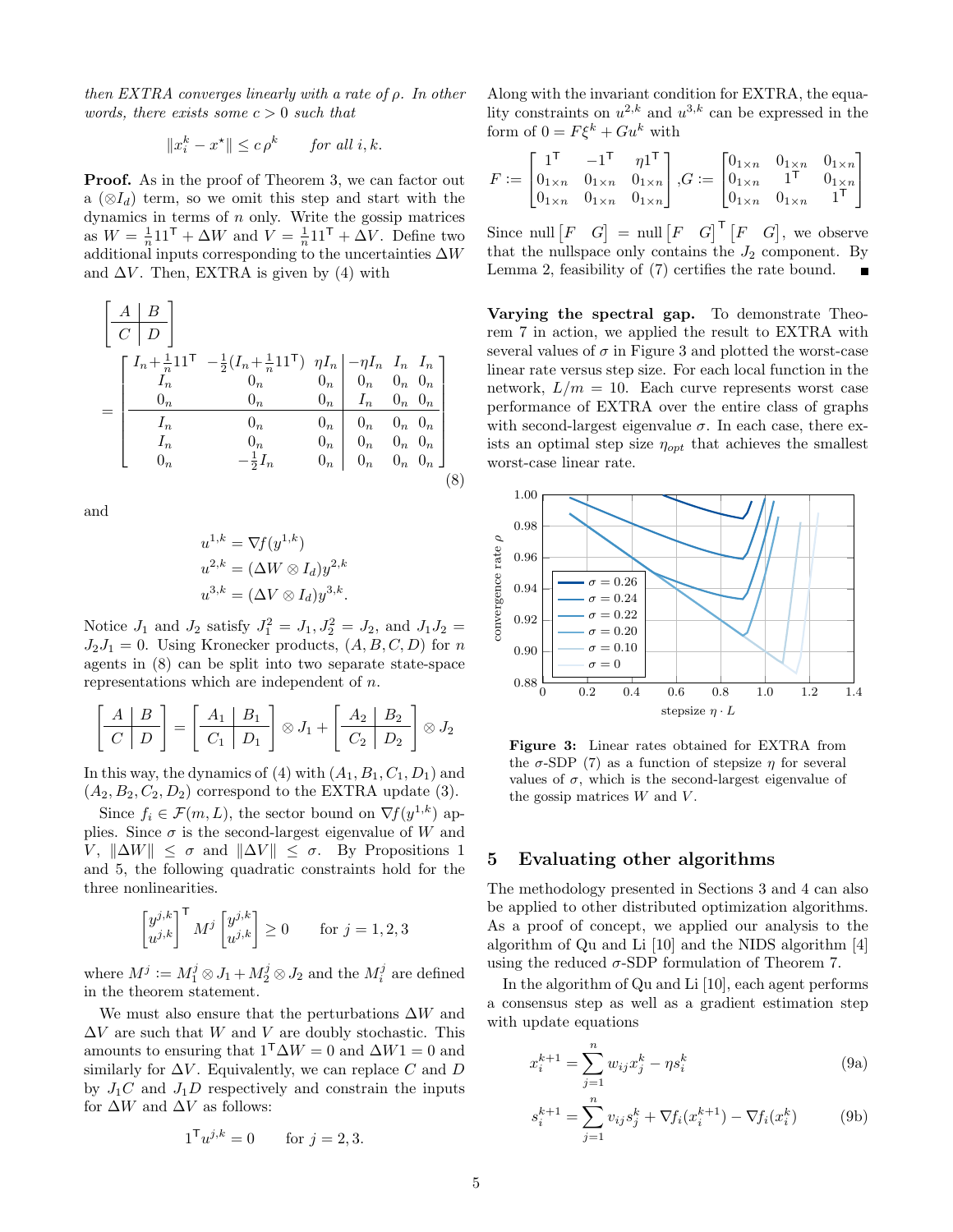*then EXTRA converges linearly with a rate of $\rho$. In other words, there exists some $c > 0$ such that*

$$\|x_i^k - x^\star\| \le c\,\rho^k \qquad \text{for all } i, k.$$

**Proof.** As in the proof of Theorem 3, we can factor out a $(\otimes I_d)$ term, so we omit this step and start with the dynamics in terms of $n$ only. Write the gossip matrices as $W = \frac{1}{n}11^\mathsf{T} + \Delta W$ and $V = \frac{1}{n}11^\mathsf{T} + \Delta V$. Define two additional inputs corresponding to the uncertainties $\Delta W$ and $\Delta V$. Then, EXTRA is given by (4) with

$$\left[\begin{array}{c|c} A & B \\ \hline C & D \end{array}\right] = \left[\begin{array}{ccc|ccc} I_n + \frac{1}{n}11^\mathsf{T} & -\frac{1}{2}(I_n + \frac{1}{n}11^\mathsf{T}) & \eta I_n & -\eta I_n & I_n & I_n \\ I_n & 0_n & 0_n & 0_n & 0_n & 0_n \\ 0_n & 0_n & 0_n & I_n & 0_n & 0_n \\ \hline I_n & 0_n & 0_n & 0_n & 0_n & 0_n \\ I_n & 0_n & 0_n & 0_n & 0_n & 0_n \\ 0_n & -\frac{1}{2}I_n & 0_n & 0_n & 0_n & 0_n \end{array}\right] \tag{8}$$

and

$$\begin{aligned} u^{1,k} &= \nabla f(y^{1,k}) \\ u^{2,k} &= (\Delta W \otimes I_d) y^{2,k} \\ u^{3,k} &= (\Delta V \otimes I_d) y^{3,k}. \end{aligned}$$

Notice $J_1$ and $J_2$ satisfy $J_1^2 = J_1, J_2^2 = J_2$, and $J_1 J_2 = J_2 J_1 = 0$. Using Kronecker products, $(A, B, C, D)$ for $n$ agents in (8) can be split into two separate state-space representations which are independent of $n$.

$$\left[\begin{array}{c|c} A & B \\ \hline C & D \end{array}\right] = \left[\begin{array}{c|c} A_1 & B_1 \\ \hline C_1 & D_1 \end{array}\right] \otimes J_1 + \left[\begin{array}{c|c} A_2 & B_2 \\ \hline C_2 & D_2 \end{array}\right] \otimes J_2$$

In this way, the dynamics of (4) with $(A_1, B_1, C_1, D_1)$ and $(A_2, B_2, C_2, D_2)$ correspond to the EXTRA update (3).

Since $f_i \in \mathcal{F}(m, L)$, the sector bound on $\nabla f(y^{1,k})$ applies. Since $\sigma$ is the second-largest eigenvalue of $W$ and $V$, $\|\Delta W\| \le \sigma$ and $\|\Delta V\| \le \sigma$. By Propositions 1 and 5, the following quadratic constraints hold for the three nonlinearities.

$$\begin{bmatrix} y^{j,k} \\ u^{j,k} \end{bmatrix}^\mathsf{T} M^j \begin{bmatrix} y^{j,k} \\ u^{j,k} \end{bmatrix} \ge 0 \qquad \text{for } j = 1, 2, 3$$

where $M^j := M_1^j \otimes J_1 + M_2^j \otimes J_2$ and the $M_i^j$ are defined in the theorem statement.

We must also ensure that the perturbations $\Delta W$ and $\Delta V$ are such that $W$ and $V$ are doubly stochastic. This amounts to ensuring that $1^\mathsf{T}\Delta W = 0$ and $\Delta W 1 = 0$ and similarly for $\Delta V$. Equivalently, we can replace $C$ and $D$ by $J_1 C$ and $J_1 D$ respectively and constrain the inputs for $\Delta W$ and $\Delta V$ as follows:

$$1^\mathsf{T} u^{j,k} = 0 \qquad \text{for } j = 2, 3.$$

Along with the invariant condition for EXTRA, the equality constraints on $u^{2,k}$ and $u^{3,k}$ can be expressed in the form of $0 = F\xi^k + G u^k$ with

$$F := \begin{bmatrix} 1^\mathsf{T} & -1^\mathsf{T} & \eta 1^\mathsf{T} \\ 0_{1\times n} & 0_{1\times n} & 0_{1\times n} \\ 0_{1\times n} & 0_{1\times n} & 0_{1\times n} \end{bmatrix}, G := \begin{bmatrix} 0_{1\times n} & 0_{1\times n} & 0_{1\times n} \\ 0_{1\times n} & 1^\mathsf{T} & 0_{1\times n} \\ 0_{1\times n} & 0_{1\times n} & 1^\mathsf{T} \end{bmatrix}$$

Since $\text{null}\begin{bmatrix} F & G \end{bmatrix} = \text{null}\begin{bmatrix} F & G \end{bmatrix}^\mathsf{T}\begin{bmatrix} F & G \end{bmatrix}$, we observe that the nullspace only contains the $J_2$ component. By Lemma 2, feasibility of (7) certifies the rate bound. ∎

**Varying the spectral gap.** To demonstrate Theorem 7 in action, we applied the result to EXTRA with several values of $\sigma$ in Figure 3 and plotted the worst-case linear rate versus step size. For each local function in the network, $L/m = 10$. Each curve represents worst case performance of EXTRA over the entire class of graphs with second-largest eigenvalue $\sigma$. In each case, there exists an optimal step size $\eta_{opt}$ that achieves the smallest worst-case linear rate.

**Figure 3:** Linear rates obtained for EXTRA from the $\sigma$-SDP (7) as a function of stepsize $\eta$ for several values of $\sigma$, which is the second-largest eigenvalue of the gossip matrices $W$ and $V$.

## 5 Evaluating other algorithms

The methodology presented in Sections 3 and 4 can also be applied to other distributed optimization algorithms. As a proof of concept, we applied our analysis to the algorithm of Qu and Li [10] and the NIDS algorithm [4] using the reduced $\sigma$-SDP formulation of Theorem 7.

In the algorithm of Qu and Li [10], each agent performs a consensus step as well as a gradient estimation step with update equations

$$x_i^{k+1} = \sum_{j=1}^n w_{ij} x_j^k - \eta s_i^k \tag{9a}$$

$$s_i^{k+1} = \sum_{j=1}^n v_{ij} s_j^k + \nabla f_i(x_i^{k+1}) - \nabla f_i(x_i^k) \tag{9b}$$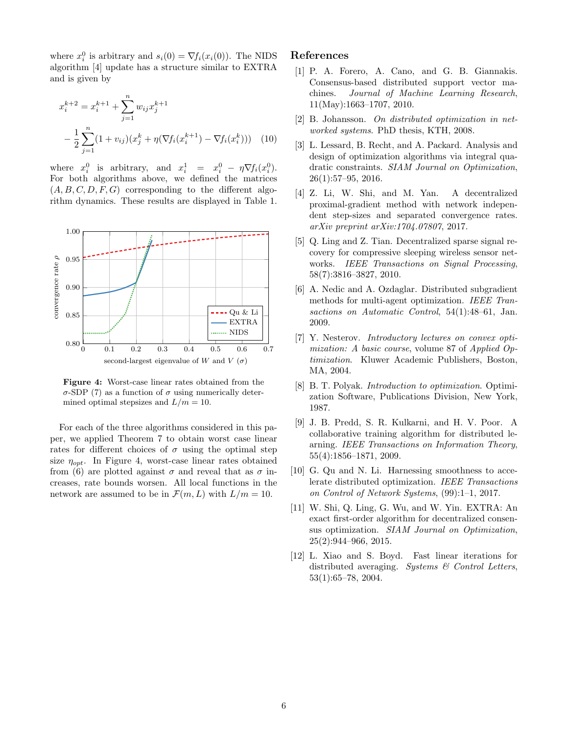where $x_i^0$ is arbitrary and $s_i(0) = \nabla f_i(x_i(0))$. The NIDS algorithm [4] update has a structure similar to EXTRA and is given by

$$x_i^{k+2} = x_i^{k+1} + \sum_{j=1}^{n} w_{ij} x_j^{k+1}$$
$$- \frac{1}{2}\sum_{j=1}^{n}(1 + v_{ij})(x_j^k + \eta(\nabla f_i(x_i^{k+1}) - \nabla f_i(x_i^k))) \quad (10)$$

where $x_i^0$ is arbitrary, and $x_i^1 = x_i^0 - \eta \nabla f_i(x_i^0)$. For both algorithms above, we defined the matrices $(A, B, C, D, F, G)$ corresponding to the different algorithm dynamics. These results are displayed in Table 1.

**Figure 4:** Worst-case linear rates obtained from the $\sigma$-SDP (7) as a function of $\sigma$ using numerically determined optimal stepsizes and $L/m = 10$.

For each of the three algorithms considered in this paper, we applied Theorem 7 to obtain worst case linear rates for different choices of $\sigma$ using the optimal step size $\eta_{opt}$. In Figure 4, worst-case linear rates obtained from (6) are plotted against $\sigma$ and reveal that as $\sigma$ increases, rate bounds worsen. All local functions in the network are assumed to be in $\mathcal{F}(m, L)$ with $L/m = 10$.

## References

[1] P. A. Forero, A. Cano, and G. B. Giannakis. Consensus-based distributed support vector machines. *Journal of Machine Learning Research*, 11(May):1663–1707, 2010.

[2] B. Johansson. *On distributed optimization in networked systems*. PhD thesis, KTH, 2008.

[3] L. Lessard, B. Recht, and A. Packard. Analysis and design of optimization algorithms via integral quadratic constraints. *SIAM Journal on Optimization*, 26(1):57–95, 2016.

[4] Z. Li, W. Shi, and M. Yan. A decentralized proximal-gradient method with network independent step-sizes and separated convergence rates. *arXiv preprint arXiv:1704.07807*, 2017.

[5] Q. Ling and Z. Tian. Decentralized sparse signal recovery for compressive sleeping wireless sensor networks. *IEEE Transactions on Signal Processing*, 58(7):3816–3827, 2010.

[6] A. Nedic and A. Ozdaglar. Distributed subgradient methods for multi-agent optimization. *IEEE Transactions on Automatic Control*, 54(1):48–61, Jan. 2009.

[7] Y. Nesterov. *Introductory lectures on convex optimization: A basic course*, volume 87 of *Applied Optimization*. Kluwer Academic Publishers, Boston, MA, 2004.

[8] B. T. Polyak. *Introduction to optimization*. Optimization Software, Publications Division, New York, 1987.

[9] J. B. Predd, S. R. Kulkarni, and H. V. Poor. A collaborative training algorithm for distributed learning. *IEEE Transactions on Information Theory*, 55(4):1856–1871, 2009.

[10] G. Qu and N. Li. Harnessing smoothness to accelerate distributed optimization. *IEEE Transactions on Control of Network Systems*, (99):1–1, 2017.

[11] W. Shi, Q. Ling, G. Wu, and W. Yin. EXTRA: An exact first-order algorithm for decentralized consensus optimization. *SIAM Journal on Optimization*, 25(2):944–966, 2015.

[12] L. Xiao and S. Boyd. Fast linear iterations for distributed averaging. *Systems & Control Letters*, 53(1):65–78, 2004.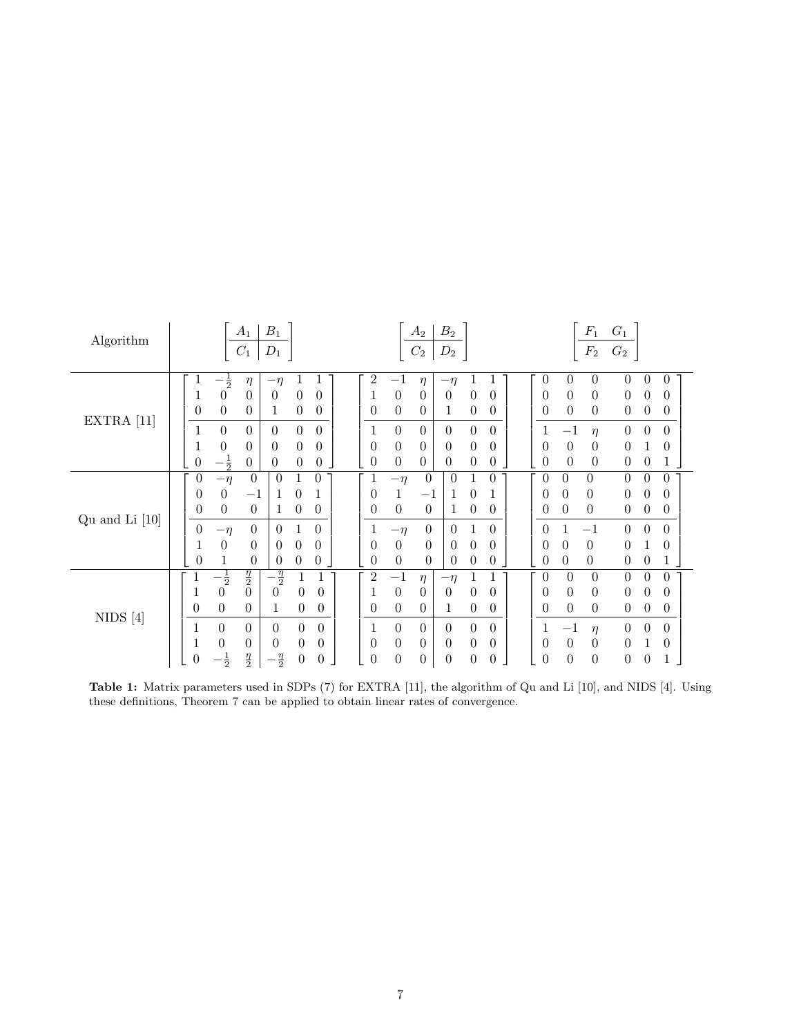| Algorithm | $\left[\begin{array}{c\|c} A_1 & B_1 \\ \hline C_1 & D_1 \end{array}\right]$ | $\left[\begin{array}{c\|c} A_2 & B_2 \\ \hline C_2 & D_2 \end{array}\right]$ | $\left[\begin{array}{cc} F_1 & G_1 \\ \hline F_2 & G_2 \end{array}\right]$ |
|---|---|---|---|
| EXTRA [11] | $\left[\begin{array}{ccc\|ccc} 1 & -\frac{1}{2} & \eta & -\eta & 1 & 1 \\ 1 & 0 & 0 & 0 & 0 & 0 \\ 0 & 0 & 0 & 1 & 0 & 0 \\ \hline 1 & 0 & 0 & 0 & 0 & 0 \\ 1 & 0 & 0 & 0 & 0 & 0 \\ 0 & -\frac{1}{2} & 0 & 0 & 0 & 0 \end{array}\right]$ | $\left[\begin{array}{ccc\|ccc} 2 & -1 & \eta & -\eta & 1 & 1 \\ 1 & 0 & 0 & 0 & 0 & 0 \\ 0 & 0 & 0 & 1 & 0 & 0 \\ \hline 1 & 0 & 0 & 0 & 0 & 0 \\ 0 & 0 & 0 & 0 & 0 & 0 \\ 0 & 0 & 0 & 0 & 0 & 0 \end{array}\right]$ | $\left[\begin{array}{cccccc} 0 & 0 & 0 & 0 & 0 & 0 \\ 0 & 0 & 0 & 0 & 0 & 0 \\ 0 & 0 & 0 & 0 & 0 & 0 \\ \hline 1 & -1 & \eta & 0 & 0 & 0 \\ 0 & 0 & 0 & 0 & 1 & 0 \\ 0 & 0 & 0 & 0 & 0 & 1 \end{array}\right]$ |
| Qu and Li [10] | $\left[\begin{array}{ccc\|ccc} 0 & -\eta & 0 & 0 & 1 & 0 \\ 0 & 0 & -1 & 1 & 0 & 1 \\ 0 & 0 & 0 & 1 & 0 & 0 \\ \hline 0 & -\eta & 0 & 0 & 1 & 0 \\ 1 & 0 & 0 & 0 & 0 & 0 \\ 0 & 1 & 0 & 0 & 0 & 0 \end{array}\right]$ | $\left[\begin{array}{ccc\|ccc} 1 & -\eta & 0 & 0 & 1 & 0 \\ 0 & 1 & -1 & 1 & 0 & 1 \\ 0 & 0 & 0 & 1 & 0 & 0 \\ \hline 1 & -\eta & 0 & 0 & 1 & 0 \\ 0 & 0 & 0 & 0 & 0 & 0 \\ 0 & 0 & 0 & 0 & 0 & 0 \end{array}\right]$ | $\left[\begin{array}{cccccc} 0 & 0 & 0 & 0 & 0 & 0 \\ 0 & 0 & 0 & 0 & 0 & 0 \\ 0 & 0 & 0 & 0 & 0 & 0 \\ \hline 0 & 1 & -1 & 0 & 0 & 0 \\ 0 & 0 & 0 & 0 & 1 & 0 \\ 0 & 0 & 0 & 0 & 0 & 1 \end{array}\right]$ |
| NIDS [4] | $\left[\begin{array}{ccc\|ccc} 1 & -\frac{1}{2} & \frac{\eta}{2} & -\frac{\eta}{2} & 1 & 1 \\ 1 & 0 & 0 & 0 & 0 & 0 \\ 0 & 0 & 0 & 1 & 0 & 0 \\ \hline 1 & 0 & 0 & 0 & 0 & 0 \\ 1 & 0 & 0 & 0 & 0 & 0 \\ 0 & -\frac{1}{2} & \frac{\eta}{2} & -\frac{\eta}{2} & 0 & 0 \end{array}\right]$ | $\left[\begin{array}{ccc\|ccc} 2 & -1 & \eta & -\eta & 1 & 1 \\ 1 & 0 & 0 & 0 & 0 & 0 \\ 0 & 0 & 0 & 1 & 0 & 0 \\ \hline 1 & 0 & 0 & 0 & 0 & 0 \\ 0 & 0 & 0 & 0 & 0 & 0 \\ 0 & 0 & 0 & 0 & 0 & 0 \end{array}\right]$ | $\left[\begin{array}{cccccc} 0 & 0 & 0 & 0 & 0 & 0 \\ 0 & 0 & 0 & 0 & 0 & 0 \\ 0 & 0 & 0 & 0 & 0 & 0 \\ \hline 1 & -1 & \eta & 0 & 0 & 0 \\ 0 & 0 & 0 & 0 & 1 & 0 \\ 0 & 0 & 0 & 0 & 0 & 1 \end{array}\right]$ |

**Table 1:** Matrix parameters used in SDPs (7) for EXTRA [11], the algorithm of Qu and Li [10], and NIDS [4]. Using these definitions, Theorem 7 can be applied to obtain linear rates of convergence.